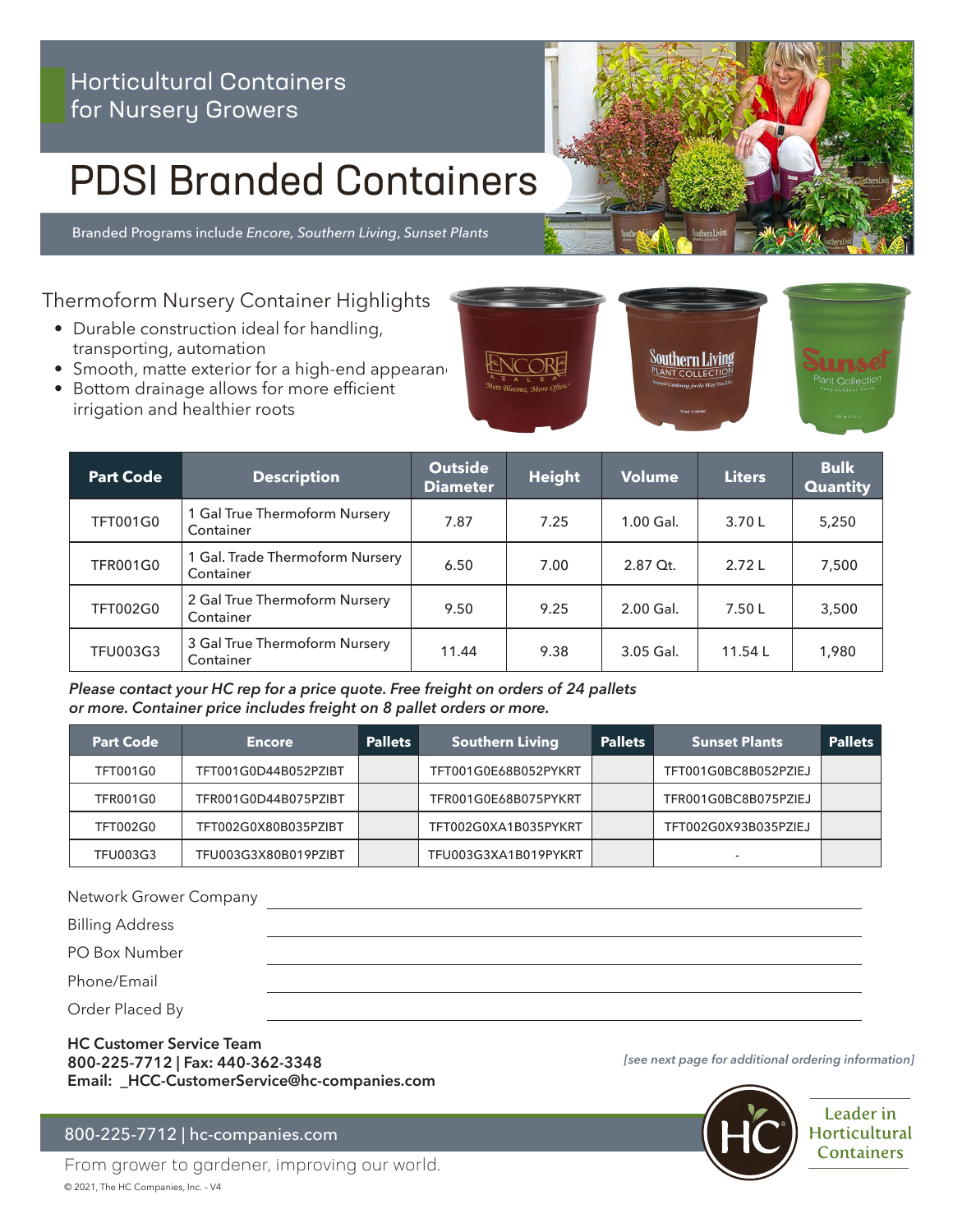Horticultural Containers for Nursery Growers

# PDSI Branded Containers

Branded Programs include *Encore, Southern Living, Sunset Plants*

## Thermoform Nursery Container Highlights

- Durable construction ideal for handling, transporting, automation
- Smooth, matte exterior for a high-end appearance
- Bottom drainage allows for more efficient irrigation and healthier roots

| Part Code | Description | Outside Diameter | Height | Volume | Liters | Bulk Quantity |
|---|---|---|---|---|---|---|
| TFT001G0 | 1 Gal True Thermoform Nursery Container | 7.87 | 7.25 | 1.00 Gal. | 3.70 L | 5,250 |
| TFR001G0 | 1 Gal. Trade Thermoform Nursery Container | 6.50 | 7.00 | 2.87 Qt. | 2.72 L | 7,500 |
| TFT002G0 | 2 Gal True Thermoform Nursery Container | 9.50 | 9.25 | 2.00 Gal. | 7.50 L | 3,500 |
| TFU003G3 | 3 Gal True Thermoform Nursery Container | 11.44 | 9.38 | 3.05 Gal. | 11.54 L | 1,980 |

***Please contact your HC rep for a price quote. Free freight on orders of 24 pallets or more. Container price includes freight on 8 pallet orders or more.***

| Part Code | Encore | Pallets | Southern Living | Pallets | Sunset Plants | Pallets |
|---|---|---|---|---|---|---|
| TFT001G0 | TFT001G0D44B052PZIBT | | TFT001G0E68B052PYKRT | | TFT001G0BC8B052PZIEJ | |
| TFR001G0 | TFR001G0D44B075PZIBT | | TFR001G0E68B075PYKRT | | TFR001G0BC8B075PZIEJ | |
| TFT002G0 | TFT002G0X80B035PZIBT | | TFT002G0XA1B035PYKRT | | TFT002G0X93B035PZIEJ | |
| TFU003G3 | TFU003G3X80B019PZIBT | | TFU003G3XA1B019PYKRT | | - | |

Network Grower Company \_\_\_\_\_\_\_\_\_\_\_\_\_\_\_\_\_\_\_\_

Billing Address \_\_\_\_\_\_\_\_\_\_\_\_\_\_\_\_\_\_\_\_

PO Box Number \_\_\_\_\_\_\_\_\_\_\_\_\_\_\_\_\_\_\_\_

Phone/Email \_\_\_\_\_\_\_\_\_\_\_\_\_\_\_\_\_\_\_\_

Order Placed By \_\_\_\_\_\_\_\_\_\_\_\_\_\_\_\_\_\_\_\_

**HC Customer Service Team**
**800-225-7712 | Fax: 440-362-3348**
**Email: _HCC-CustomerService@hc-companies.com**

*[see next page for additional ordering information]*

800-225-7712 | hc-companies.com

From grower to gardener, improving our world.

Leader in Horticultural Containers

© 2021, The HC Companies, Inc. - V4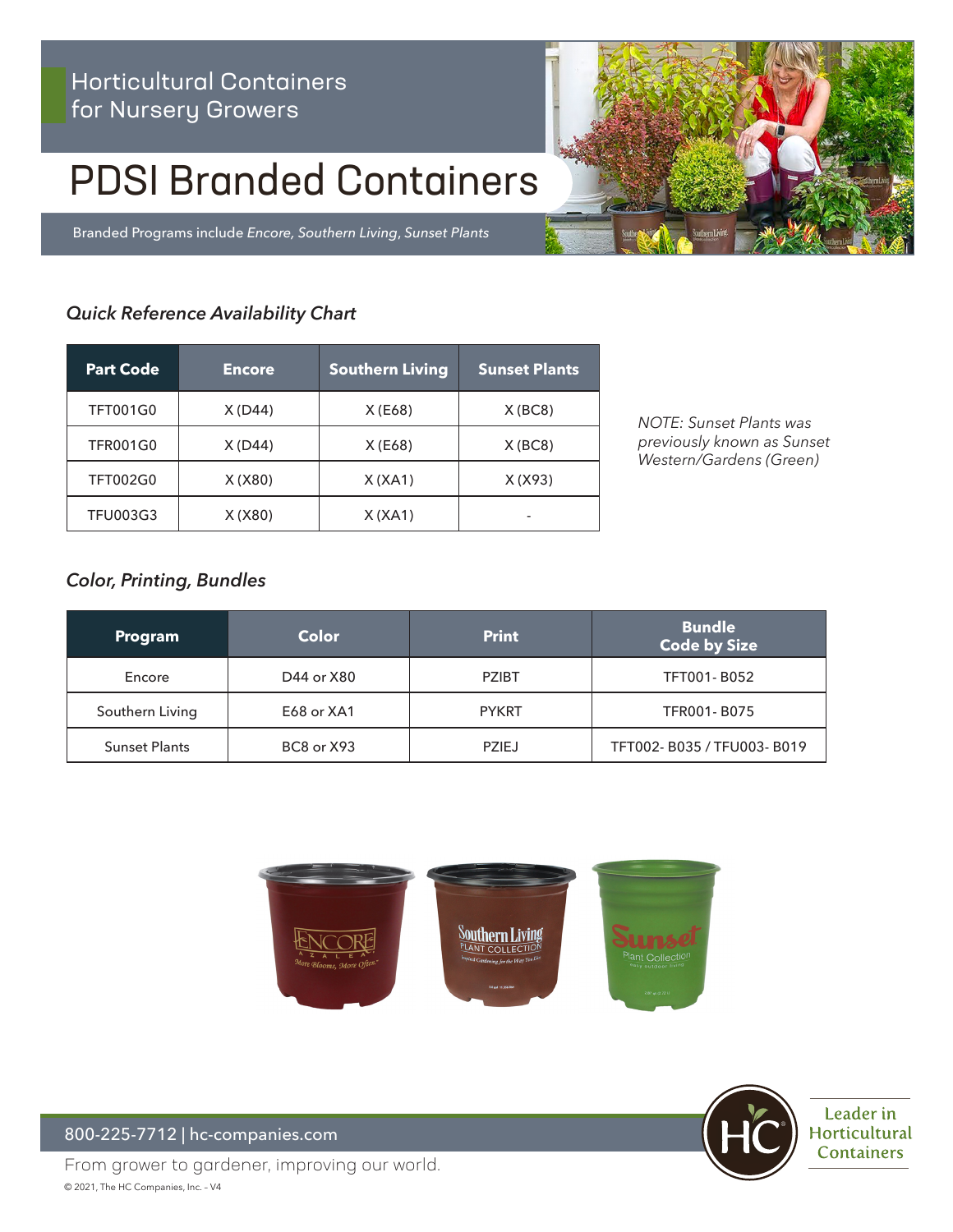Horticultural Containers for Nursery Growers

# PDSI Branded Containers

Branded Programs include *Encore*, *Southern Living*, *Sunset Plants*

### *Quick Reference Availability Chart*

| Part Code | Encore | Southern Living | Sunset Plants |
|---|---|---|---|
| TFT001G0 | X (D44) | X (E68) | X (BC8) |
| TFR001G0 | X (D44) | X (E68) | X (BC8) |
| TFT002G0 | X (X80) | X (XA1) | X (X93) |
| TFU003G3 | X (X80) | X (XA1) | - |

*NOTE: Sunset Plants was previously known as Sunset Western/Gardens (Green)*

### *Color, Printing, Bundles*

| Program | Color | Print | Bundle Code by Size |
|---|---|---|---|
| Encore | D44 or X80 | PZIBT | TFT001- B052 |
| Southern Living | E68 or XA1 | PYKRT | TFR001- B075 |
| Sunset Plants | BC8 or X93 | PZIEJ | TFT002- B035 / TFU003- B019 |

800-225-7712 | hc-companies.com

From grower to gardener, improving our world.

© 2021, The HC Companies, Inc. - V4

Leader in Horticultural Containers